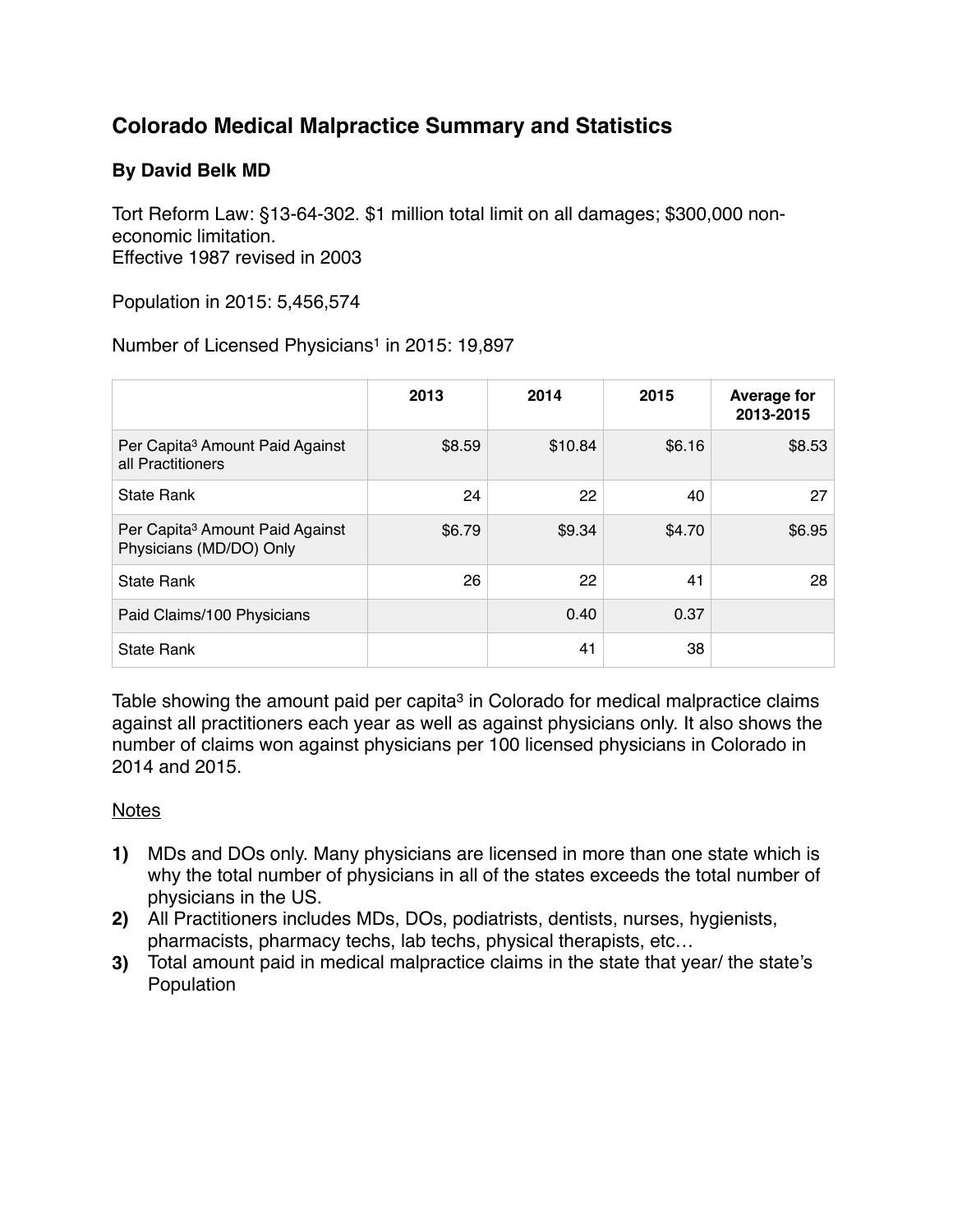# Colorado Medical Malpractice Summary and Statistics

### By David Belk MD

Tort Reform Law: §13-64-302. $1 million total limit on all damages; $300,000 non-economic limitation.
Effective 1987 revised in 2003

Population in 2015: 5,456,574

Number of Licensed Physicians[1] in 2015: 19,897

| | 2013 | 2014 | 2015 | Average for 2013-2015 |
|---|---|---|---|---|
| Per Capita[3] Amount Paid Against all Practitioners | $8.59 | $10.84 | $6.16 | $8.53 |
| State Rank | 24 | 22 | 40 | 27 |
| Per Capita[3] Amount Paid Against Physicians (MD/DO) Only | $6.79 | $9.34 | $4.70 | $6.95 |
| State Rank | 26 | 22 | 41 | 28 |
| Paid Claims/100 Physicians | | 0.40 | 0.37 | |
| State Rank | | 41 | 38 | |

Table showing the amount paid per capita[3] in Colorado for medical malpractice claims against all practitioners each year as well as against physicians only. It also shows the number of claims won against physicians per 100 licensed physicians in Colorado in 2014 and 2015.

<u>Notes</u>

1) MDs and DOs only. Many physicians are licensed in more than one state which is why the total number of physicians in all of the states exceeds the total number of physicians in the US.
2) All Practitioners includes MDs, DOs, podiatrists, dentists, nurses, hygienists, pharmacists, pharmacy techs, lab techs, physical therapists, etc…
3) Total amount paid in medical malpractice claims in the state that year/ the state's Population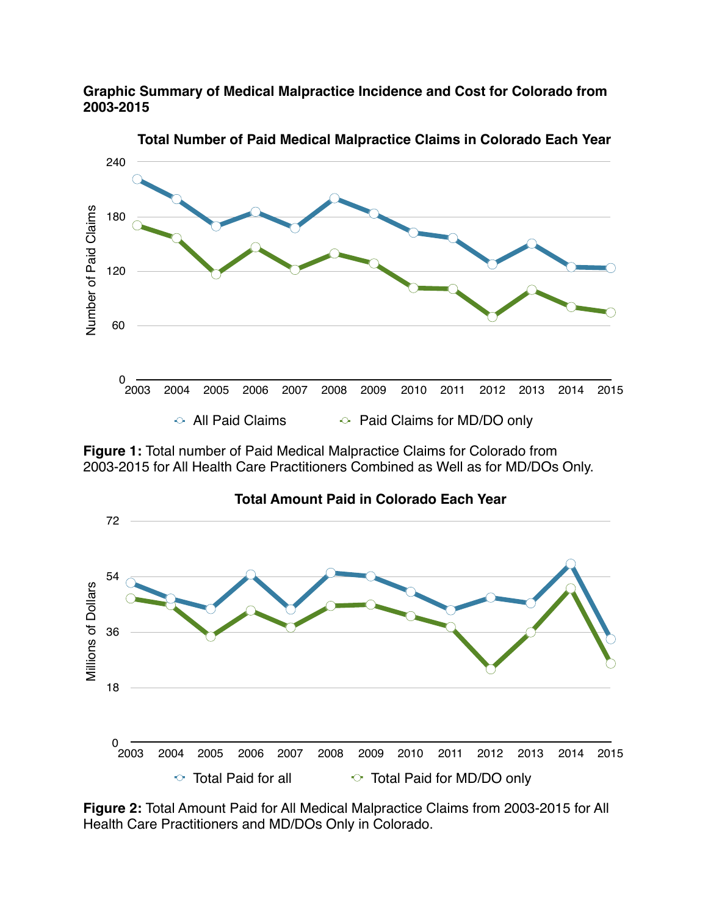**Graphic Summary of Medical Malpractice Incidence and Cost for Colorado from 2003-2015**

**Figure 1:** Total number of Paid Medical Malpractice Claims for Colorado from 2003-2015 for All Health Care Practitioners Combined as Well as for MD/DOs Only.

**Figure 2:** Total Amount Paid for All Medical Malpractice Claims from 2003-2015 for All Health Care Practitioners and MD/DOs Only in Colorado.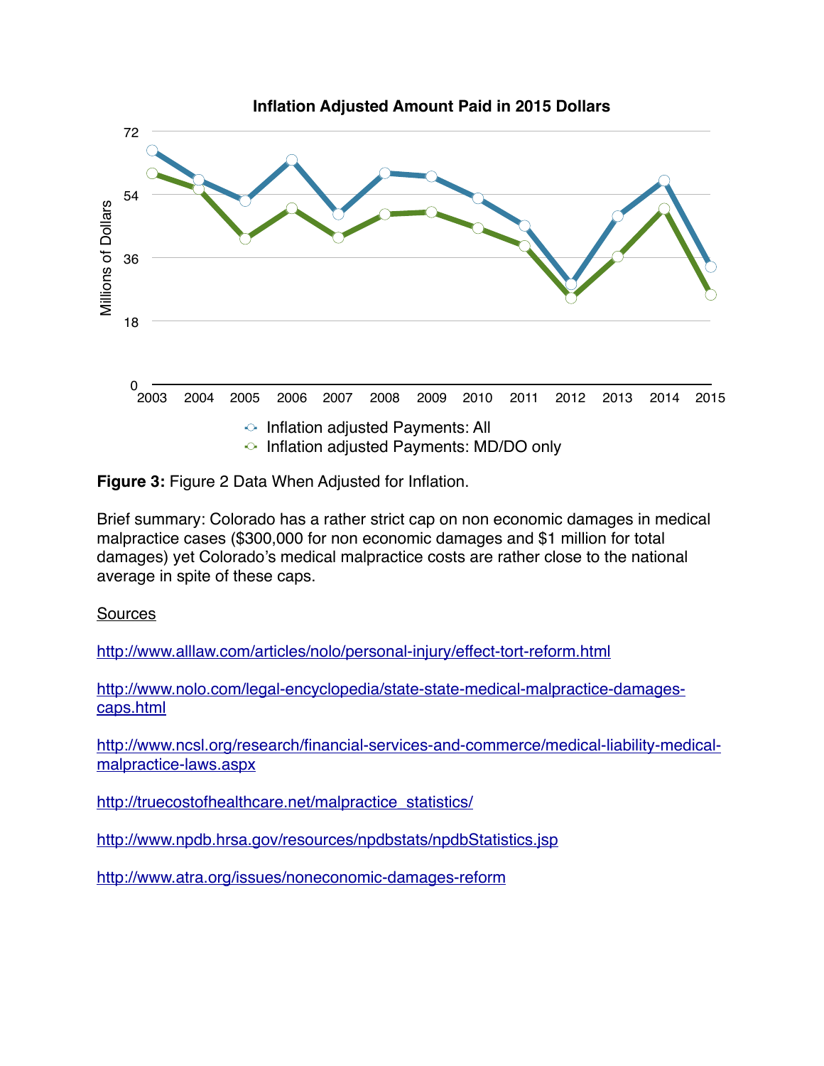Inflation Adjusted Amount Paid in 2015 Dollars

Millions of Dollars

72
54
36
18
0

2003 2004 2005 2006 2007 2008 2009 2010 2011 2012 2013 2014 2015

Inflation adjusted Payments: All
Inflation adjusted Payments: MD/DO only

**Figure 3:** Figure 2 Data When Adjusted for Inflation.

Brief summary: Colorado has a rather strict cap on non economic damages in medical malpractice cases ($300,000 for non economic damages and $1 million for total damages) yet Colorado's medical malpractice costs are rather close to the national average in spite of these caps.

Sources

http://www.alllaw.com/articles/nolo/personal-injury/effect-tort-reform.html

http://www.nolo.com/legal-encyclopedia/state-state-medical-malpractice-damages-caps.html

http://www.ncsl.org/research/financial-services-and-commerce/medical-liability-medical-malpractice-laws.aspx

http://truecostofhealthcare.net/malpractice_statistics/

http://www.npdb.hrsa.gov/resources/npdbstats/npdbStatistics.jsp

http://www.atra.org/issues/noneconomic-damages-reform